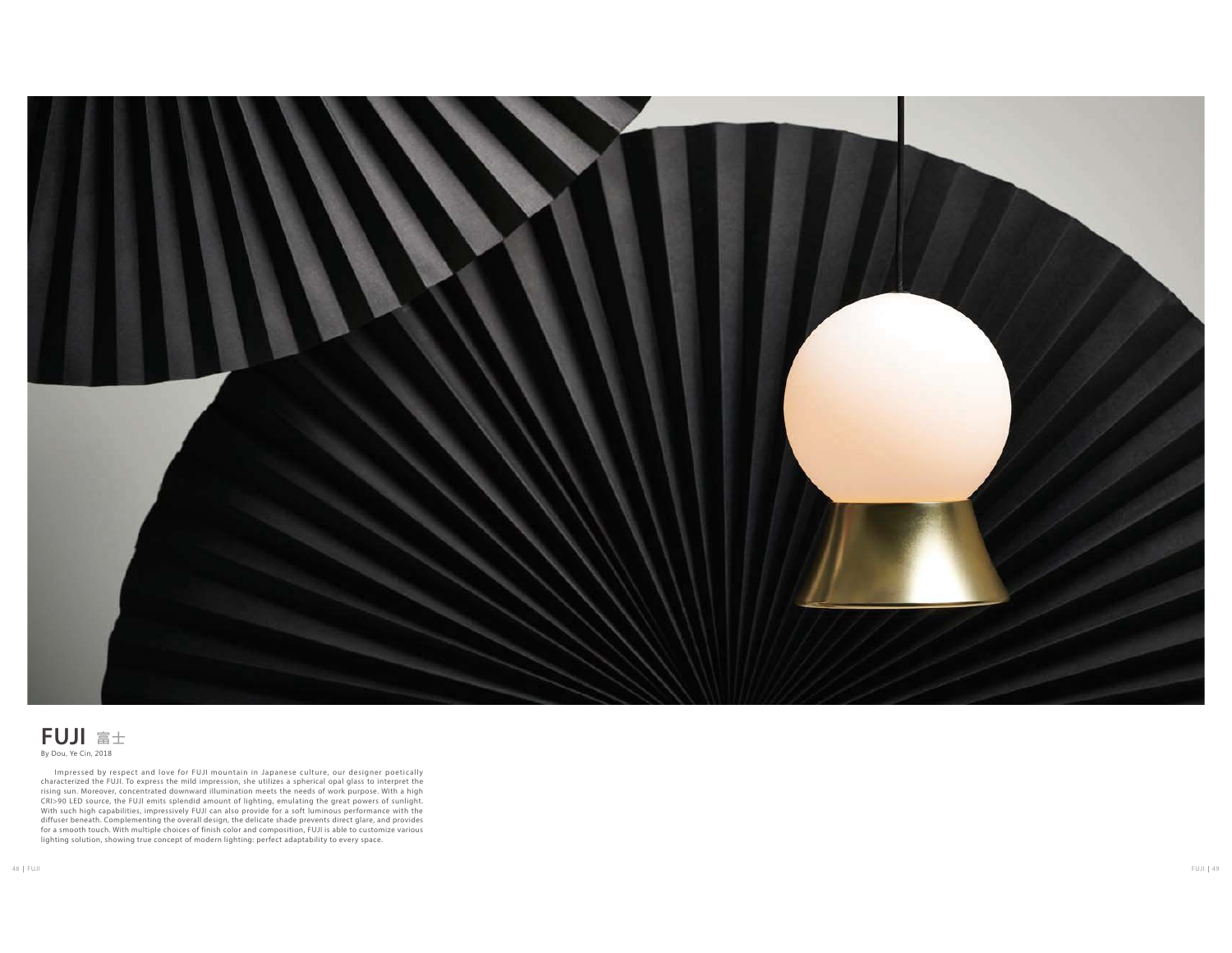# FUJI 富士

By Dou, Ye Cin, 2018

Impressed by respect and love for FUJI mountain in Japanese culture, our designer poetically characterized the FUJI. To express the mild impression, she utilizes a spherical opal glass to interpret the rising sun. Moreover, concentrated downward illumination meets the needs of work purpose. With a high CRI>90 LED source, the FUJI emits splendid amount of lighting, emulating the great powers of sunlight. With such high capabilities, impressively FUJI can also provide for a soft luminous performance with the diffuser beneath. Complementing the overall design, the delicate shade prevents direct glare, and provides for a smooth touch. With multiple choices of finish color and composition, FUJI is able to customize various lighting solution, showing true concept of modern lighting: perfect adaptability to every space.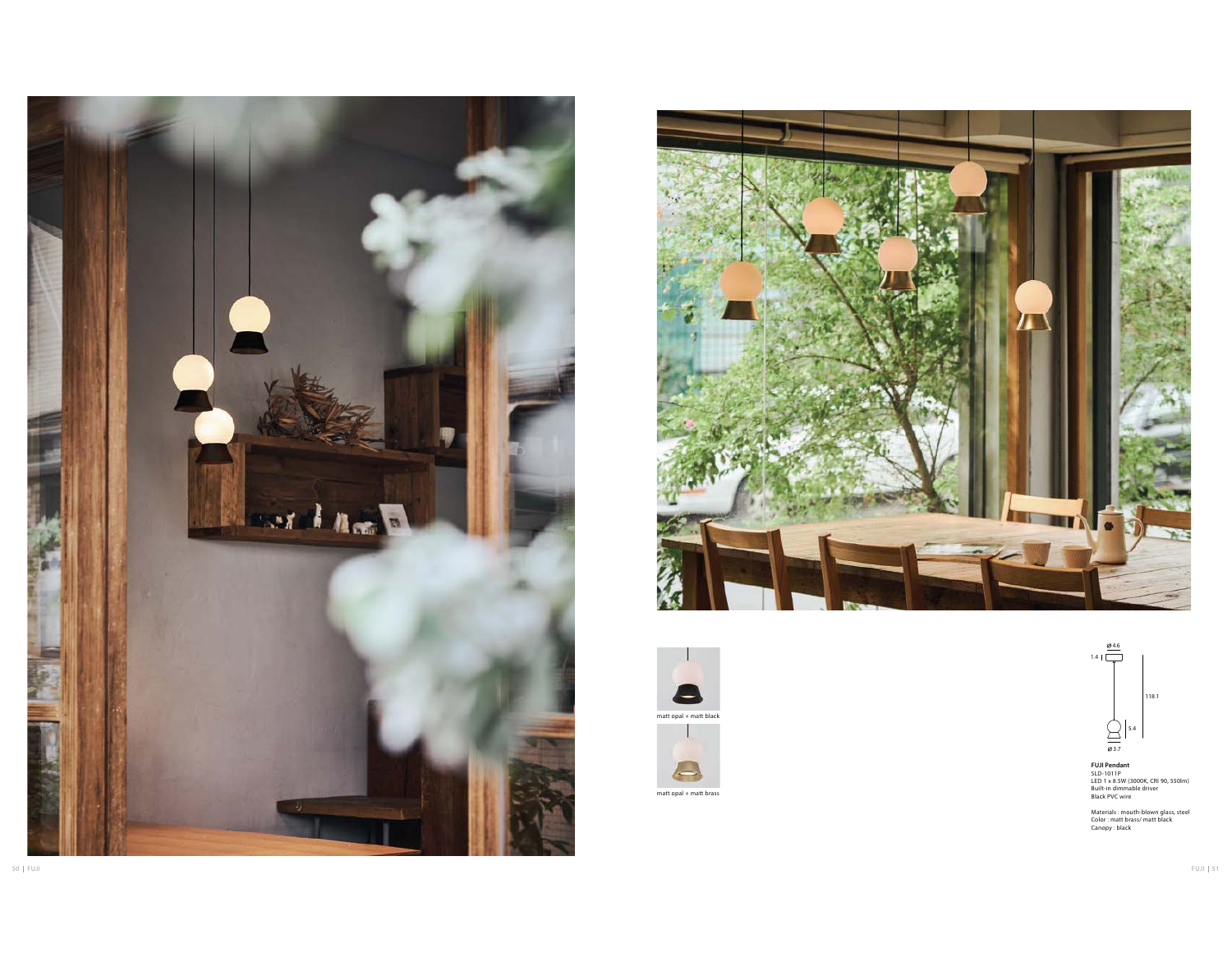matt opal + matt black

matt opal + matt brass

Ø 4.6

1.4

118.1

5.4

Ø 3.7

**FUJI Pendant**
SLD-1011P
LED 1 x 8.5W (3000K, CRI 90, 550lm)
Built-in dimmable driver
Black PVC wire

Materials : mouth-blown glass, steel
Color : matt brass/ matt black
Canopy : black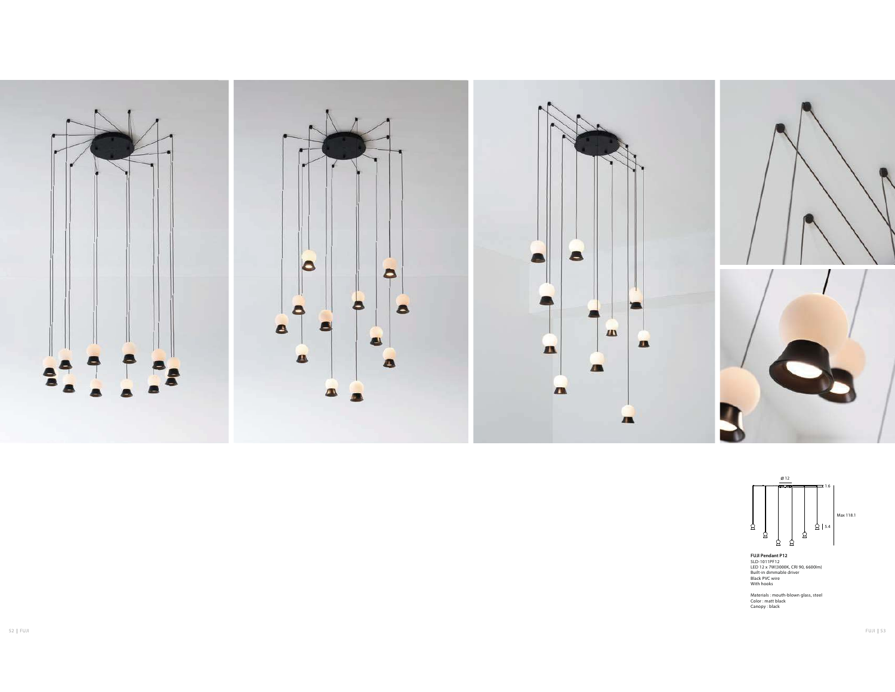Ø 12

1.6

Max 118.1

5.4

**FUJI Pendant P12**
SLD-1011PF12
LED 12 x 7W(3000K, CRI 90, 6600lm)
Built-in dimmable driver
Black PVC wire
With hooks

Materials : mouth-blown glass, steel
Color : matt black
Canopy : black